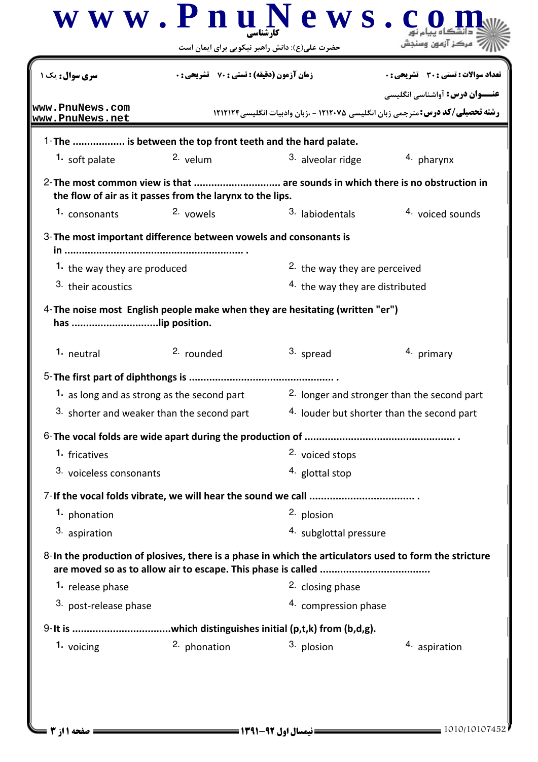www.PnuNews.com

کارشناسی

حضرت علی(ع): دانش راهبر نیکویی برای ایمان است

دانشگاه پیام نور
مرکز آزمون وسنجش

| سری سوال: یک ۱ | زمان آزمون (دقیقه) : تستی : ۷۰ تشریحی : ۰ | تعداد سوالات : تستی : ۳۰ تشریحی : ۰ |
|---|---|---|

**عنـــوان درس:** آواشناسی انگلیسی

**رشته تحصیلی/کد درس:** مترجمی زبان انگلیسی ۱۲۱۲۰۷۵ - ،زبان وادبیات انگلیسی۱۲۱۲۱۲۴

www.PnuNews.com
www.PnuNews.net

1-**The .................. is between the top front teeth and the hard palate.**

1. soft palate
2. velum
3. alveolar ridge
4. pharynx

2-**The most common view is that .............................. are sounds in which there is no obstruction in the flow of air as it passes from the larynx to the lips.**

1. consonants
2. vowels
3. labiodentals
4. voiced sounds

3-**The most important difference between vowels and consonants is in ............................................................. .**

1. the way they are produced
2. the way they are perceived
3. their acoustics
4. the way they are distributed

4-**The noise most English people make when they are hesitating (written "er") has .............................lip position.**

1. neutral
2. rounded
3. spread
4. primary

5-**The first part of diphthongs is ................................................. .**

1. as long and as strong as the second part
2. longer and stronger than the second part
3. shorter and weaker than the second part
4. louder but shorter than the second part

6-**The vocal folds are wide apart during the production of .................................................. .**

1. fricatives
2. voiced stops
3. voiceless consonants
4. glottal stop

7-**If the vocal folds vibrate, we will hear the sound we call .................................... .**

1. phonation
2. plosion
3. aspiration
4. subglottal pressure

8-**In the production of plosives, there is a phase in which the articulators used to form the stricture are moved so as to allow air to escape. This phase is called .....................................**

1. release phase
2. closing phase
3. post-release phase
4. compression phase

9-**It is .................................which distinguishes initial (p,t,k) from (b,d,g).**

1. voicing
2. phonation
3. plosion
4. aspiration

نیمسال اول ۹۲-۱۳۹۱

1010/10107452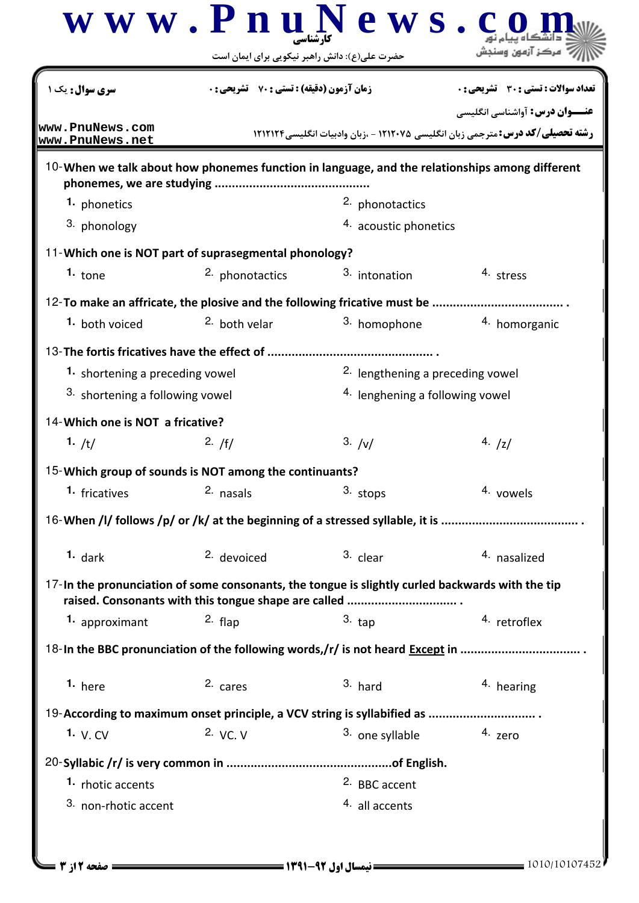| سری سوال: یک ۱ | زمان آزمون (دقیقه) : تستی : ۷۰ تشریحی : ۰ | تعداد سوالات : تستی : ۳۰ تشریحی : ۰ |
|---|---|---|

**عنـــوان درس:** آواشناسی انگلیسی

**رشته تحصیلی/کد درس:** مترجمی زبان انگلیسی ۱۲۱۲۰۷۵ - ،زبان وادبیات انگلیسی۱۲۱۲۱۲۴

10-**When we talk about how phonemes function in language, and the relationships among different phonemes, we are studying ..........................................**

1. phonetics
2. phonotactics
3. phonology
4. acoustic phonetics

11-**Which one is NOT part of suprasegmental phonology?**

1. tone
2. phonotactics
3. intonation
4. stress

12-**To make an affricate, the plosive and the following fricative must be .................................... .**

1. both voiced
2. both velar
3. homophone
4. homorganic

13-**The fortis fricatives have the effect of ............................................. .**

1. shortening a preceding vowel
2. lengthening a preceding vowel
3. shortening a following vowel
4. lenghening a following vowel

14-**Which one is NOT a fricative?**

1. /t/
2. /f/
3. /v/
4. /z/

15-**Which group of sounds is NOT among the continuants?**

1. fricatives
2. nasals
3. stops
4. vowels

16-**When /l/ follows /p/ or /k/ at the beginning of a stressed syllable, it is ...................................... .**

1. dark
2. devoiced
3. clear
4. nasalized

17-**In the pronunciation of some consonants, the tongue is slightly curled backwards with the tip raised. Consonants with this tongue shape are called ............................... .**

1. approximant
2. flap
3. tap
4. retroflex

18-**In the BBC pronunciation of the following words,/r/ is not heard Except in ................................ .**

1. here
2. cares
3. hard
4. hearing

19-**According to maximum onset principle, a VCV string is syllabified as ............................. .**

1. V. CV
2. VC. V
3. one syllable
4. zero

20-**Syllabic /r/ is very common in ..............................................of English.**

1. rhotic accents
2. BBC accent
3. non-rhotic accent
4. all accents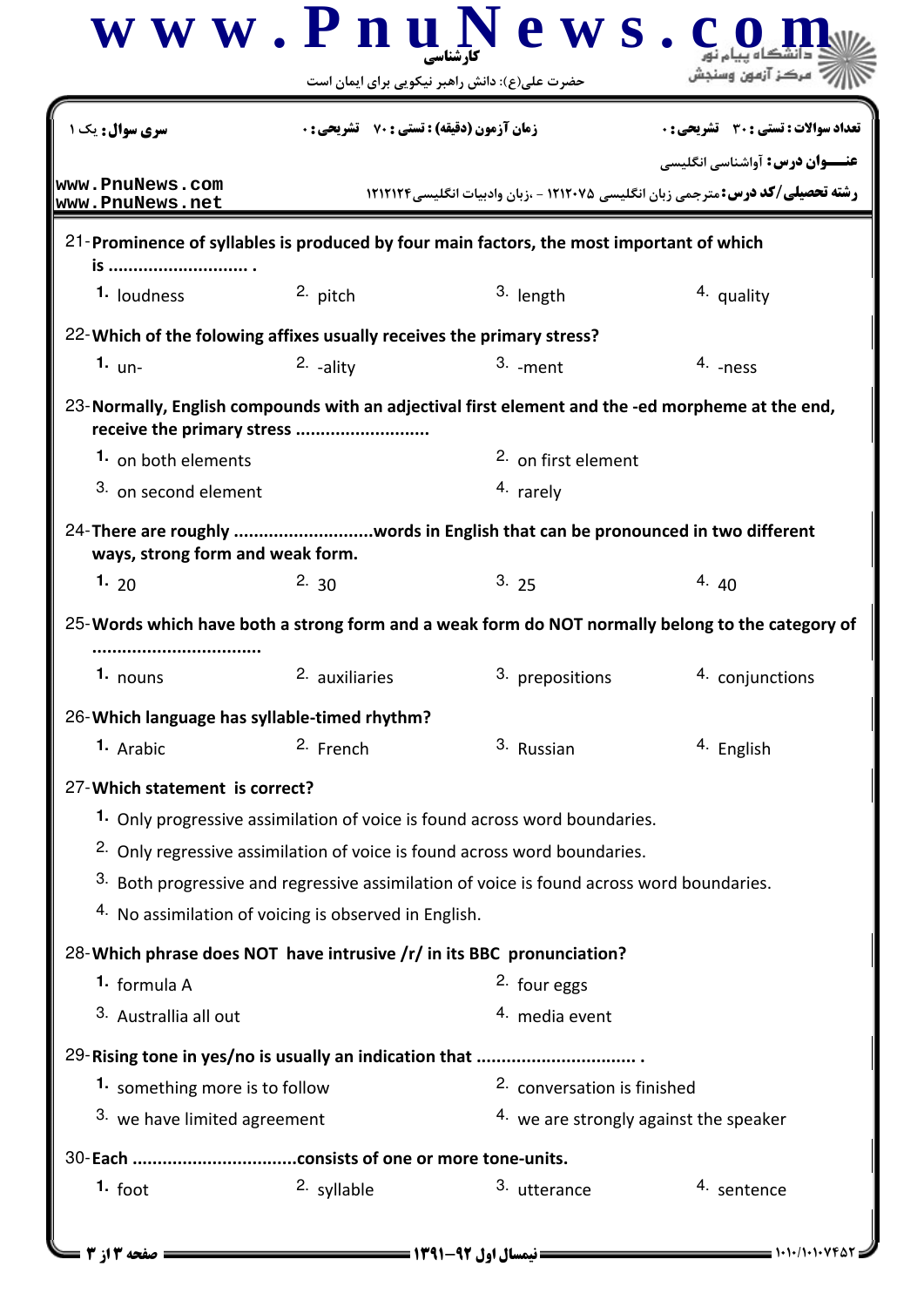سری سوال: یک ۱ | زمان آزمون (دقیقه) : تستی : ۷۰ تشریحی : ۰ | تعداد سوالات : تستی : ۳۰ تشریحی : ۰

عنـــوان درس: آواشناسی انگلیسی

رشته تحصیلی/کد درس: مترجمی زبان انگلیسی ۱۲۱۲۰۷۵ - ،زبان وادبیات انگلیسی ۱۲۱۲۱۲۴

21-**Prominence of syllables is produced by four main factors, the most important of which is ............................ .**

1. loudness
2. pitch
3. length
4. quality

22-**Which of the folowing affixes usually receives the primary stress?**

1. un-
2. -ality
3. -ment
4. -ness

23-**Normally, English compounds with an adjectival first element and the -ed morpheme at the end, receive the primary stress ..........................**

1. on both elements
2. on first element
3. on second element
4. rarely

24-**There are roughly ...........................words in English that can be pronounced in two different ways, strong form and weak form.**

1. 20
2. 30
3. 25
4. 40

25-**Words which have both a strong form and a weak form do NOT normally belong to the category of .................................**

1. nouns
2. auxiliaries
3. prepositions
4. conjunctions

26-**Which language has syllable-timed rhythm?**

1. Arabic
2. French
3. Russian
4. English

27-**Which statement is correct?**

1. Only progressive assimilation of voice is found across word boundaries.
2. Only regressive assimilation of voice is found across word boundaries.
3. Both progressive and regressive assimilation of voice is found across word boundaries.
4. No assimilation of voicing is observed in English.

28-**Which phrase does NOT have intrusive /r/ in its BBC pronunciation?**

1. formula A
2. four eggs
3. Australlia all out
4. media event

29-**Rising tone in yes/no is usually an indication that ............................... .**

1. something more is to follow
2. conversation is finished
3. we have limited agreement
4. we are strongly against the speaker

30-**Each ................................consists of one or more tone-units.**

1. foot
2. syllable
3. utterance
4. sentence